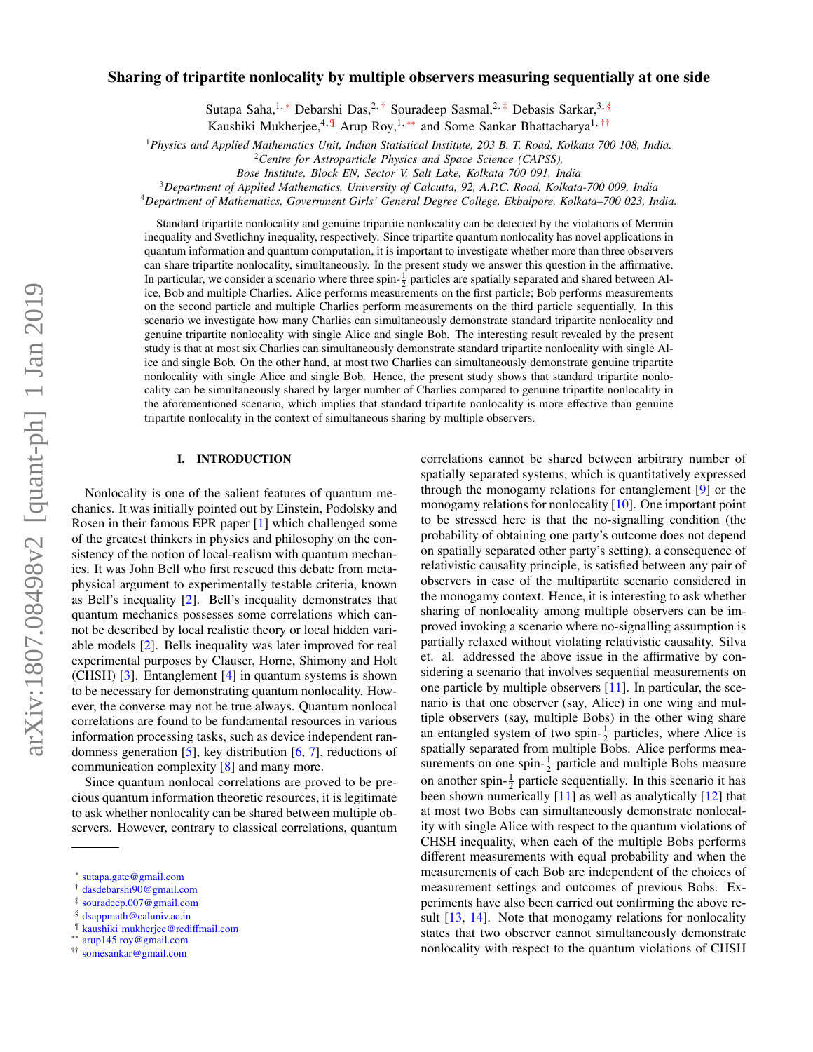# Sharing of tripartite nonlocality by multiple observers measuring sequentially at one side

Sutapa Saha,[1,*] Debarshi Das,[2,†] Souradeep Sasmal,[2,‡] Debasis Sarkar,[3,§] Kaushiki Mukherjee,[4,¶] Arup Roy,[1,**] and Some Sankar Bhattacharya[1,††]

[1] *Physics and Applied Mathematics Unit, Indian Statistical Institute, 203 B. T. Road, Kolkata 700 108, India.*
[2] *Centre for Astroparticle Physics and Space Science (CAPSS), Bose Institute, Block EN, Sector V, Salt Lake, Kolkata 700 091, India*
[3] *Department of Applied Mathematics, University of Calcutta, 92, A.P.C. Road, Kolkata-700 009, India*
[4] *Department of Mathematics, Government Girls' General Degree College, Ekbalpore, Kolkata–700 023, India.*

Standard tripartite nonlocality and genuine tripartite nonlocality can be detected by the violations of Mermin inequality and Svetlichny inequality, respectively. Since tripartite quantum nonlocality has novel applications in quantum information and quantum computation, it is important to investigate whether more than three observers can share tripartite nonlocality, simultaneously. In the present study we answer this question in the affirmative. In particular, we consider a scenario where three spin-$\frac{1}{2}$ particles are spatially separated and shared between Alice, Bob and multiple Charlies. Alice performs measurements on the first particle; Bob performs measurements on the second particle and multiple Charlies perform measurements on the third particle sequentially. In this scenario we investigate how many Charlies can simultaneously demonstrate standard tripartite nonlocality and genuine tripartite nonlocality with single Alice and single Bob. The interesting result revealed by the present study is that at most six Charlies can simultaneously demonstrate standard tripartite nonlocality with single Alice and single Bob. On the other hand, at most two Charlies can simultaneously demonstrate genuine tripartite nonlocality with single Alice and single Bob. Hence, the present study shows that standard tripartite nonlocality can be simultaneously shared by larger number of Charlies compared to genuine tripartite nonlocality in the aforementioned scenario, which implies that standard tripartite nonlocality is more effective than genuine tripartite nonlocality in the context of simultaneous sharing by multiple observers.

## I. INTRODUCTION

Nonlocality is one of the salient features of quantum mechanics. It was initially pointed out by Einstein, Podolsky and Rosen in their famous EPR paper [1] which challenged some of the greatest thinkers in physics and philosophy on the consistency of the notion of local-realism with quantum mechanics. It was John Bell who first rescued this debate from metaphysical argument to experimentally testable criteria, known as Bell's inequality [2]. Bell's inequality demonstrates that quantum mechanics possesses some correlations which cannot be described by local realistic theory or local hidden variable models [2]. Bells inequality was later improved for real experimental purposes by Clauser, Horne, Shimony and Holt (CHSH) [3]. Entanglement [4] in quantum systems is shown to be necessary for demonstrating quantum nonlocality. However, the converse may not be true always. Quantum nonlocal correlations are found to be fundamental resources in various information processing tasks, such as device independent randomness generation [5], key distribution [6, 7], reductions of communication complexity [8] and many more.

Since quantum nonlocal correlations are proved to be precious quantum information theoretic resources, it is legitimate to ask whether nonlocality can be shared between multiple observers. However, contrary to classical correlations, quantum correlations cannot be shared between arbitrary number of spatially separated systems, which is quantitatively expressed through the monogamy relations for entanglement [9] or the monogamy relations for nonlocality [10]. One important point to be stressed here is that the no-signalling condition (the probability of obtaining one party's outcome does not depend on spatially separated other party's setting), a consequence of relativistic causality principle, is satisfied between any pair of observers in case of the multipartite scenario considered in the monogamy context. Hence, it is interesting to ask whether sharing of nonlocality among multiple observers can be improved invoking a scenario where no-signalling assumption is partially relaxed without violating relativistic causality. Silva et. al. addressed the above issue in the affirmative by considering a scenario that involves sequential measurements on one particle by multiple observers [11]. In particular, the scenario is that one observer (say, Alice) in one wing and multiple observers (say, multiple Bobs) in the other wing share an entangled system of two spin-$\frac{1}{2}$ particles, where Alice is spatially separated from multiple Bobs. Alice performs measurements on one spin-$\frac{1}{2}$ particle and multiple Bobs measure on another spin-$\frac{1}{2}$ particle sequentially. In this scenario it has been shown numerically [11] as well as analytically [12] that at most two Bobs can simultaneously demonstrate nonlocality with single Alice with respect to the quantum violations of CHSH inequality, when each of the multiple Bobs performs different measurements with equal probability and when the measurements of each Bob are independent of the choices of measurement settings and outcomes of previous Bobs. Experiments have also been carried out confirming the above result [13, 14]. Note that monogamy relations for nonlocality states that two observer cannot simultaneously demonstrate nonlocality with respect to the quantum violations of CHSH

* sutapa.gate@gmail.com
† dasdebarshi90@gmail.com
‡ souradeep.007@gmail.com
§ dsappmath@caluniv.ac.in
¶ kaushiki_mukherjee@rediffmail.com
** arup145.roy@gmail.com
†† somesankar@gmail.com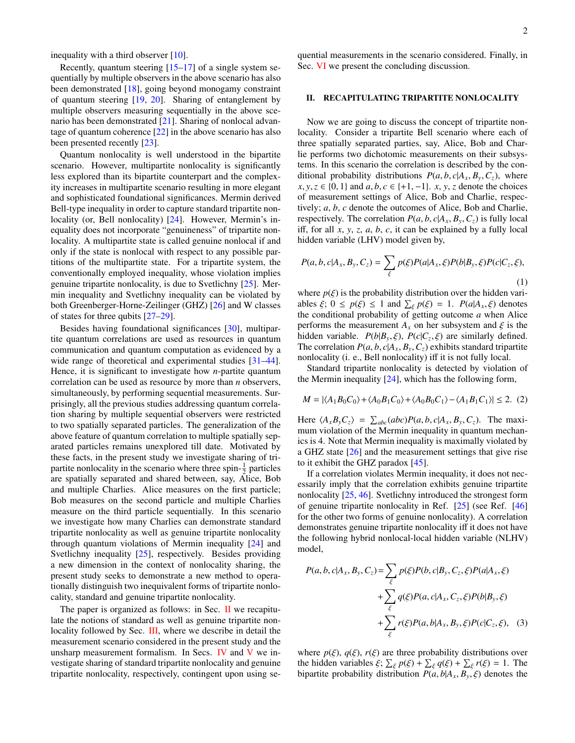inequality with a third observer [10].

Recently, quantum steering [15–17] of a single system sequentially by multiple observers in the above scenario has also been demonstrated [18], going beyond monogamy constraint of quantum steering [19, 20]. Sharing of entanglement by multiple observers measuring sequentially in the above scenario has been demonstrated [21]. Sharing of nonlocal advantage of quantum coherence [22] in the above scenario has also been presented recently [23].

Quantum nonlocality is well understood in the bipartite scenario. However, multipartite nonlocality is significantly less explored than its bipartite counterpart and the complexity increases in multipartite scenario resulting in more elegant and sophisticated foundational significances. Mermin derived Bell-type inequality in order to capture standard tripartite nonlocality (or, Bell nonlocality) [24]. However, Mermin's inequality does not incorporate "genuineness" of tripartite nonlocality. A multipartite state is called genuine nonlocal if and only if the state is nonlocal with respect to any possible partitions of the multipartite state. For a tripartite system, the conventionally employed inequality, whose violation implies genuine tripartite nonlocality, is due to Svetlichny [25]. Mermin inequality and Svetlichny inequality can be violated by both Greenberger-Horne-Zeilinger (GHZ) [26] and W classes of states for three qubits [27–29].

Besides having foundational significances [30], multipartite quantum correlations are used as resources in quantum communication and quantum computation as evidenced by a wide range of theoretical and experimental studies [31–44]. Hence, it is significant to investigate how $n$-partite quantum correlation can be used as resource by more than $n$ observers, simultaneously, by performing sequential measurements. Surprisingly, all the previous studies addressing quantum correlation sharing by multiple sequential observers were restricted to two spatially separated particles. The generalization of the above feature of quantum correlation to multiple spatially separated particles remains unexplored till date. Motivated by these facts, in the present study we investigate sharing of tripartite nonlocality in the scenario where three spin-$\frac{1}{2}$ particles are spatially separated and shared between, say, Alice, Bob and multiple Charlies. Alice measures on the first particle; Bob measures on the second particle and multiple Charlies measure on the third particle sequentially. In this scenario we investigate how many Charlies can demonstrate standard tripartite nonlocality as well as genuine tripartite nonlocality through quantum violations of Mermin inequality [24] and Svetlichny inequality [25], respectively. Besides providing a new dimension in the context of nonlocality sharing, the present study seeks to demonstrate a new method to operationally distinguish two inequivalent forms of tripartite nonlocality, standard and genuine tripartite nonlocality.

The paper is organized as follows: in Sec. II we recapitulate the notions of standard as well as genuine tripartite nonlocality followed by Sec. III, where we describe in detail the measurement scenario considered in the present study and the unsharp measurement formalism. In Secs. IV and V we investigate sharing of standard tripartite nonlocality and genuine tripartite nonlocality, respectively, contingent upon using sequential measurements in the scenario considered. Finally, in Sec. VI we present the concluding discussion.

## II. RECAPITULATING TRIPARTITE NONLOCALITY

Now we are going to discuss the concept of tripartite nonlocality. Consider a tripartite Bell scenario where each of three spatially separated parties, say, Alice, Bob and Charlie performs two dichotomic measurements on their subsystems. In this scenario the correlation is described by the conditional probability distributions $P(a,b,c|A_x,B_y,C_z)$, where $x,y,z \in \{0,1\}$ and $a,b,c \in \{+1,-1\}$. $x$, $y$, $z$ denote the choices of measurement settings of Alice, Bob and Charlie, respectively; $a$, $b$, $c$ denote the outcomes of Alice, Bob and Charlie, respectively. The correlation $P(a,b,c|A_x,B_y,C_z)$ is fully local iff, for all $x$, $y$, $z$, $a$, $b$, $c$, it can be explained by a fully local hidden variable (LHV) model given by,

$$P(a,b,c|A_x,B_y,C_z) = \sum_{\xi} p(\xi)P(a|A_x,\xi)P(b|B_y,\xi)P(c|C_z,\xi), \tag{1}$$

where $p(\xi)$ is the probability distribution over the hidden variables $\xi$; $0 \leq p(\xi) \leq 1$ and $\sum_{\xi} p(\xi) = 1$. $P(a|A_x,\xi)$ denotes the conditional probability of getting outcome $a$ when Alice performs the measurement $A_x$ on her subsystem and $\xi$ is the hidden variable. $P(b|B_y,\xi)$, $P(c|C_z,\xi)$ are similarly defined. The correlation $P(a,b,c|A_x,B_y,C_z)$ exhibits standard tripartite nonlocality (i. e., Bell nonlocality) iff it is not fully local.

Standard tripartite nonlocality is detected by violation of the Mermin inequality [24], which has the following form,

$$M = |\langle A_1B_0C_0\rangle + \langle A_0B_1C_0\rangle + \langle A_0B_0C_1\rangle - \langle A_1B_1C_1\rangle| \leq 2. \tag{2}$$

Here $\langle A_xB_yC_z\rangle = \sum_{abc}(abc)P(a,b,c|A_x,B_y,C_z)$. The maximum violation of the Mermin inequality in quantum mechanics is 4. Note that Mermin inequality is maximally violated by a GHZ state [26] and the measurement settings that give rise to it exhibit the GHZ paradox [45].

If a correlation violates Mermin inequality, it does not necessarily imply that the correlation exhibits genuine tripartite nonlocality [25, 46]. Svetlichny introduced the strongest form of genuine tripartite nonlocality in Ref. [25] (see Ref. [46] for the other two forms of genuine nonlocality). A correlation demonstrates genuine tripartite nonlocality iff it does not have the following hybrid nonlocal-local hidden variable (NLHV) model,

$$\begin{aligned}
P(a,b,c|A_x,B_y,C_z) = &\sum_{\xi} p(\xi)P(b,c|B_y,C_z,\xi)P(a|A_x,\xi) \\
&+ \sum_{\xi} q(\xi)P(a,c|A_x,C_z,\xi)P(b|B_y,\xi) \\
&+ \sum_{\xi} r(\xi)P(a,b|A_x,B_y,\xi)P(c|C_z,\xi),
\end{aligned} \tag{3}$$

where $p(\xi)$, $q(\xi)$, $r(\xi)$ are three probability distributions over the hidden variables $\xi$; $\sum_{\xi} p(\xi) + \sum_{\xi} q(\xi) + \sum_{\xi} r(\xi) = 1$. The bipartite probability distribution $P(a,b|A_x,B_y,\xi)$ denotes the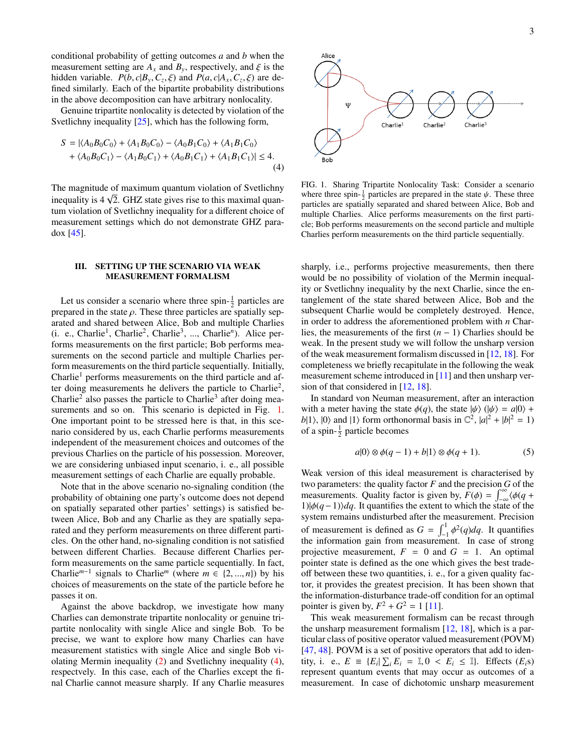conditional probability of getting outcomes $a$ and $b$ when the measurement setting are $A_x$ and $B_y$, respectively, and $\xi$ is the hidden variable. $P(b, c|B_y, C_z, \xi)$ and $P(a, c|A_x, C_z, \xi)$ are defined similarly. Each of the bipartite probability distributions in the above decomposition can have arbitrary nonlocality.

Genuine tripartite nonlocality is detected by violation of the Svetlichny inequality [25], which has the following form,

$$S = |\langle A_0B_0C_0\rangle + \langle A_1B_0C_0\rangle - \langle A_0B_1C_0\rangle + \langle A_1B_1C_0\rangle + \langle A_0B_0C_1\rangle - \langle A_1B_0C_1\rangle + \langle A_0B_1C_1\rangle + \langle A_1B_1C_1\rangle| \leq 4. \tag{4}$$

The magnitude of maximum quantum violation of Svetlichny inequality is $4\sqrt{2}$. GHZ state gives rise to this maximal quantum violation of Svetlichny inequality for a different choice of measurement settings which do not demonstrate GHZ paradox [45].

## III. SETTING UP THE SCENARIO VIA WEAK MEASUREMENT FORMALISM

Let us consider a scenario where three spin-$\frac{1}{2}$ particles are prepared in the state $\rho$. These three particles are spatially separated and shared between Alice, Bob and multiple Charlies (i. e., Charlie$^1$, Charlie$^2$, Charlie$^3$, ..., Charlie$^n$). Alice performs measurements on the first particle; Bob performs measurements on the second particle and multiple Charlies perform measurements on the third particle sequentially. Initially, Charlie$^1$ performs measurements on the third particle and after doing measurements he delivers the particle to Charlie$^2$, Charlie$^2$ also passes the particle to Charlie$^3$ after doing measurements and so on. This scenario is depicted in Fig. 1. One important point to be stressed here is that, in this scenario considered by us, each Charlie performs measurements independent of the measurement choices and outcomes of the previous Charlies on the particle of his possession. Moreover, we are considering unbiased input scenario, i. e., all possible measurement settings of each Charlie are equally probable.

Note that in the above scenario no-signaling condition (the probability of obtaining one party's outcome does not depend on spatially separated other parties' settings) is satisfied between Alice, Bob and any Charlie as they are spatially separated and they perform measurements on three different particles. On the other hand, no-signaling condition is not satisfied between different Charlies. Because different Charlies perform measurements on the same particle sequentially. In fact, Charlie$^{m-1}$ signals to Charlie$^m$ (where $m \in \{2, ..., n\}$) by his choices of measurements on the state of the particle before he passes it on.

Against the above backdrop, we investigate how many Charlies can demonstrate tripartite nonlocality or genuine tripartite nonlocality with single Alice and single Bob. To be precise, we want to explore how many Charlies can have measurement statistics with single Alice and single Bob violating Mermin inequality (2) and Svetlichny inequality (4), respectvely. In this case, each of the Charlies except the final Charlie cannot measure sharply. If any Charlie measures

FIG. 1. Sharing Tripartite Nonlocality Task: Consider a scenario where three spin-$\frac{1}{2}$ particles are prepared in the state $\psi$. These three particles are spatially separated and shared between Alice, Bob and multiple Charlies. Alice performs measurements on the first particle; Bob performs measurements on the second particle and multiple Charlies perform measurements on the third particle sequentially.

sharply, i.e., performs projective measurements, then there would be no possibility of violation of the Mermin inequality or Svetlichny inequality by the next Charlie, since the entanglement of the state shared between Alice, Bob and the subsequent Charlie would be completely destroyed. Hence, in order to address the aforementioned problem with $n$ Charlies, the measurements of the first $(n-1)$ Charlies should be weak. In the present study we will follow the unsharp version of the weak measurement formalism discussed in [12, 18]. For completeness we briefly recapitulate in the following the weak measurement scheme introduced in [11] and then unsharp version of that considered in [12, 18].

In standard von Neuman measurement, after an interaction with a meter having the state $\phi(q)$, the state $|\psi\rangle$ ($|\psi\rangle = a|0\rangle + b|1\rangle$, $|0\rangle$ and $|1\rangle$ form orthonormal basis in $\mathbb{C}^2$, $|a|^2 + |b|^2 = 1$) of a spin-$\frac{1}{2}$ particle becomes

$$a|0\rangle \otimes \phi(q-1) + b|1\rangle \otimes \phi(q+1). \tag{5}$$

Weak version of this ideal measurement is characterised by two parameters: the quality factor $F$ and the precision $G$ of the measurements. Quality factor is given by, $F(\phi) = \int_{-\infty}^{\infty} \langle\phi(q+1)|\phi(q-1)\rangle dq$. It quantifies the extent to which the state of the system remains undisturbed after the measurement. Precision of measurement is defined as $G = \int_{-1}^{1} \phi^2(q) dq$. It quantifies the information gain from measurement. In case of strong projective measurement, $F = 0$ and $G = 1$. An optimal pointer state is defined as the one which gives the best tradeoff between these two quantities, i. e., for a given quality factor, it provides the greatest precision. It has been shown that the information-disturbance trade-off condition for an optimal pointer is given by, $F^2 + G^2 = 1$ [11].

This weak measurement formalism can be recast through the unsharp measurement formalism [12, 18], which is a particular class of positive operator valued measurement (POVM) [47, 48]. POVM is a set of positive operators that add to identity, i. e., $E \equiv \{E_i | \sum_i E_i = \mathbb{I}, 0 < E_i \leq \mathbb{I}\}$. Effects ($E_i$s) represent quantum events that may occur as outcomes of a measurement. In case of dichotomic unsharp measurement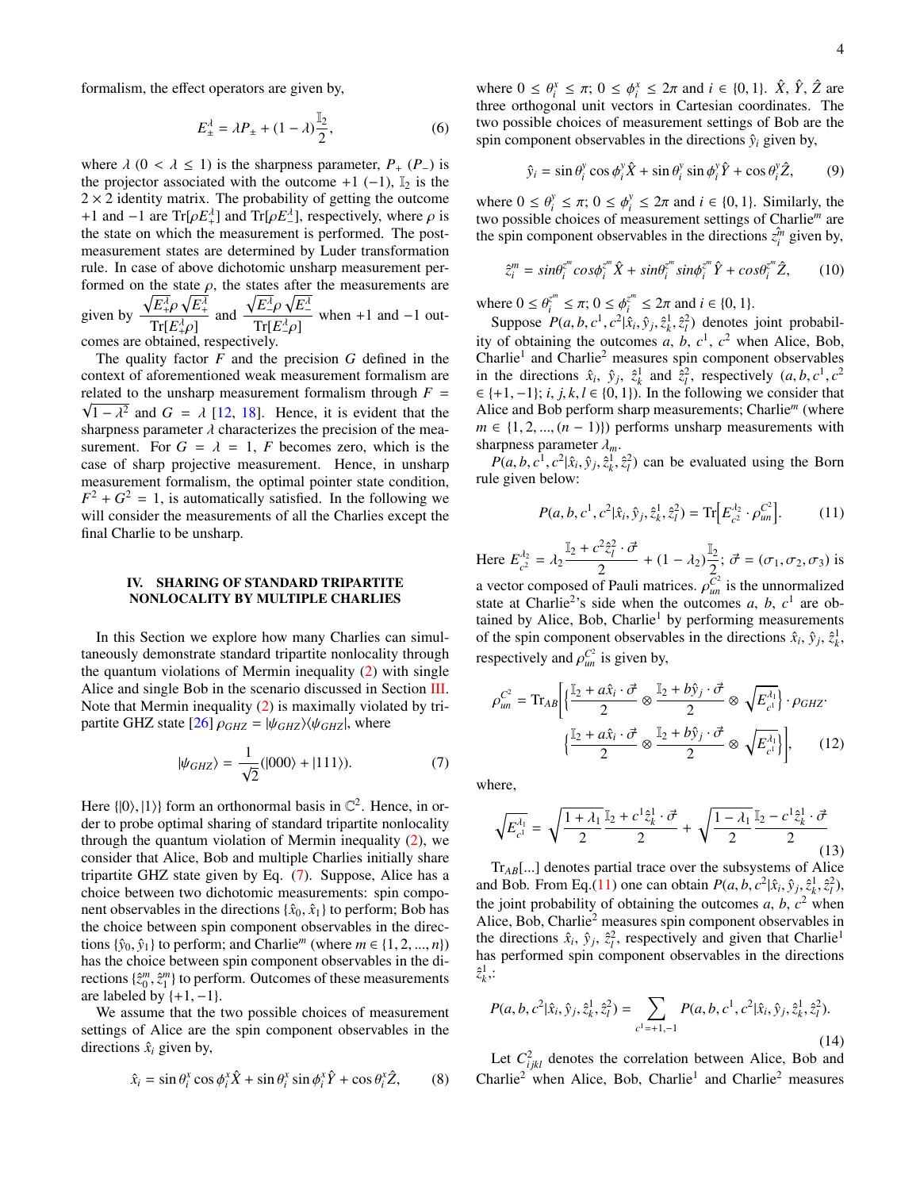formalism, the effect operators are given by,

$$E^{\lambda}_{\pm} = \lambda P_{\pm} + (1-\lambda)\frac{\mathbb{I}_2}{2}, \tag{6}$$

where $\lambda$ ($0 < \lambda \leq 1$) is the sharpness parameter, $P_+$ ($P_-$) is the projector associated with the outcome $+1$ ($-1$), $\mathbb{I}_2$ is the $2\times 2$ identity matrix. The probability of getting the outcome $+1$ and $-1$ are $\text{Tr}[\rho E^{\lambda}_+]$ and $\text{Tr}[\rho E^{\lambda}_-]$, respectively, where $\rho$ is the state on which the measurement is performed. The post-measurement states are determined by Luder transformation rule. In case of above dichotomic unsharp measurement performed on the state $\rho$, the states after the measurements are given by $\frac{\sqrt{E^{\lambda}_+}\rho\sqrt{E^{\lambda}_+}}{\text{Tr}[E^{\lambda}_+\rho]}$ and $\frac{\sqrt{E^{\lambda}_-}\rho\sqrt{E^{\lambda}_-}}{\text{Tr}[E^{\lambda}_-\rho]}$ when $+1$ and $-1$ outcomes are obtained, respectively.

The quality factor $F$ and the precision $G$ defined in the context of aforementioned weak measurement formalism are related to the unsharp measurement formalism through $F = \sqrt{1-\lambda^2}$ and $G = \lambda$ [12, 18]. Hence, it is evident that the sharpness parameter $\lambda$ characterizes the precision of the measurement. For $G = \lambda = 1$, $F$ becomes zero, which is the case of sharp projective measurement. Hence, in unsharp measurement formalism, the optimal pointer state condition, $F^2 + G^2 = 1$, is automatically satisfied. In the following we will consider the measurements of all the Charlies except the final Charlie to be unsharp.

## IV. SHARING OF STANDARD TRIPARTITE NONLOCALITY BY MULTIPLE CHARLIES

In this Section we explore how many Charlies can simultaneously demonstrate standard tripartite nonlocality through the quantum violations of Mermin inequality (2) with single Alice and single Bob in the scenario discussed in Section III. Note that Mermin inequality (2) is maximally violated by tripartite GHZ state [26] $\rho_{GHZ} = |\psi_{GHZ}\rangle\langle\psi_{GHZ}|$, where

$$|\psi_{GHZ}\rangle = \frac{1}{\sqrt{2}}(|000\rangle + |111\rangle). \tag{7}$$

Here $\{|0\rangle, |1\rangle\}$ form an orthonormal basis in $\mathbb{C}^2$. Hence, in order to probe optimal sharing of standard tripartite nonlocality through the quantum violation of Mermin inequality (2), we consider that Alice, Bob and multiple Charlies initially share tripartite GHZ state given by Eq. (7). Suppose, Alice has a choice between two dichotomic measurements: spin component observables in the directions $\{\hat{x}_0, \hat{x}_1\}$ to perform; Bob has the choice between spin component observables in the directions $\{\hat{y}_0, \hat{y}_1\}$ to perform; and Charlie$^m$ (where $m \in \{1, 2, ..., n\}$) has the choice between spin component observables in the directions $\{\hat{z}^m_0, \hat{z}^m_1\}$ to perform. Outcomes of these measurements are labeled by $\{+1, -1\}$.

We assume that the two possible choices of measurement settings of Alice are the spin component observables in the directions $\hat{x}_i$ given by,

$$\hat{x}_i = \sin\theta^x_i \cos\phi^x_i \hat{X} + \sin\theta^x_i \sin\phi^x_i \hat{Y} + \cos\theta^x_i \hat{Z}, \tag{8}$$

where $0 \leq \theta^x_i \leq \pi$; $0 \leq \phi^x_i \leq 2\pi$ and $i \in \{0, 1\}$. $\hat{X}$, $\hat{Y}$, $\hat{Z}$ are three orthogonal unit vectors in Cartesian coordinates. The two possible choices of measurement settings of Bob are the spin component observables in the directions $\hat{y}_i$ given by,

$$\hat{y}_i = \sin\theta^y_i \cos\phi^y_i \hat{X} + \sin\theta^y_i \sin\phi^y_i \hat{Y} + \cos\theta^y_i \hat{Z}, \tag{9}$$

where $0 \leq \theta^y_i \leq \pi$; $0 \leq \phi^y_i \leq 2\pi$ and $i \in \{0, 1\}$. Similarly, the two possible choices of measurement settings of Charlie$^m$ are the spin component observables in the directions $\hat{z}^m_i$ given by,

$$\hat{z}^m_i = sin\theta^{z^m}_i cos\phi^{z^m}_i \hat{X} + sin\theta^{z^m}_i sin\phi^{z^m}_i \hat{Y} + cos\theta^{z^m}_i \hat{Z}, \tag{10}$$

where $0 \leq \theta^{z^m}_i \leq \pi$; $0 \leq \phi^{z^m}_i \leq 2\pi$ and $i \in \{0, 1\}$.

Suppose $P(a, b, c^1, c^2|\hat{x}_i, \hat{y}_j, \hat{z}^1_k, \hat{z}^2_l)$ denotes joint probability of obtaining the outcomes $a$, $b$, $c^1$, $c^2$ when Alice, Bob, Charlie[1] and Charlie[2] measures spin component observables in the directions $\hat{x}_i$, $\hat{y}_j$, $\hat{z}^1_k$ and $\hat{z}^2_l$, respectively ($a, b, c^1, c^2 \in \{+1, -1\}$; $i, j, k, l \in \{0, 1\}$). In the following we consider that Alice and Bob perform sharp measurements; Charlie$^m$ (where $m \in \{1, 2, ..., (n-1)\}$) performs unsharp measurements with sharpness parameter $\lambda_m$.

$P(a, b, c^1, c^2|\hat{x}_i, \hat{y}_j, \hat{z}^1_k, \hat{z}^2_l)$ can be evaluated using the Born rule given below:

$$P(a, b, c^1, c^2|\hat{x}_i, \hat{y}_j, \hat{z}^1_k, \hat{z}^2_l) = \text{Tr}\Big[E^{\lambda_2}_{c^2} \cdot \rho^{C^2}_{un}\Big]. \tag{11}$$

Here $E^{\lambda_2}_{c^2} = \lambda_2 \frac{\mathbb{I}_2 + c^2 \hat{z}^2_l \cdot \vec{\sigma}}{2} + (1-\lambda_2)\frac{\mathbb{I}_2}{2}$; $\vec{\sigma} = (\sigma_1, \sigma_2, \sigma_3)$ is a vector composed of Pauli matrices. $\rho^{C^2}_{un}$ is the unnormalized state at Charlie[2]'s side when the outcomes $a$, $b$, $c^1$ are obtained by Alice, Bob, Charlie[1] by performing measurements of the spin component observables in the directions $\hat{x}_i$, $\hat{y}_j$, $\hat{z}^1_k$, respectively and $\rho^{C^2}_{un}$ is given by,

$$\rho^{C^2}_{un} = \text{Tr}_{AB}\bigg[\Big\{\frac{\mathbb{I}_2 + a\hat{x}_i \cdot \vec{\sigma}}{2} \otimes \frac{\mathbb{I}_2 + b\hat{y}_j \cdot \vec{\sigma}}{2} \otimes \sqrt{E^{\lambda_1}_{c^1}}\Big\} \cdot \rho_{GHZ} \cdot \Big\{\frac{\mathbb{I}_2 + a\hat{x}_i \cdot \vec{\sigma}}{2} \otimes \frac{\mathbb{I}_2 + b\hat{y}_j \cdot \vec{\sigma}}{2} \otimes \sqrt{E^{\lambda_1}_{c^1}}\Big\}\bigg], \tag{12}$$

where,

$$\sqrt{E^{\lambda_1}_{c^1}} = \sqrt{\frac{1+\lambda_1}{2}}\frac{\mathbb{I}_2 + c^1\hat{z}^1_k \cdot \vec{\sigma}}{2} + \sqrt{\frac{1-\lambda_1}{2}}\frac{\mathbb{I}_2 - c^1\hat{z}^1_k \cdot \vec{\sigma}}{2} \tag{13}$$

$\text{Tr}_{AB}[...]$ denotes partial trace over the subsystems of Alice and Bob. From Eq.(11) one can obtain $P(a, b, c^2|\hat{x}_i, \hat{y}_j, \hat{z}^1_k, \hat{z}^2_l)$, the joint probability of obtaining the outcomes $a$, $b$, $c^2$ when Alice, Bob, Charlie[2] measures spin component observables in the directions $\hat{x}_i$, $\hat{y}_j$, $\hat{z}^2_l$, respectively and given that Charlie[1] has performed spin component observables in the directions $\hat{z}^1_k$,:

$$P(a, b, c^2|\hat{x}_i, \hat{y}_j, \hat{z}^1_k, \hat{z}^2_l) = \sum_{c^1 = +1, -1} P(a, b, c^1, c^2|\hat{x}_i, \hat{y}_j, \hat{z}^1_k, \hat{z}^2_l). \tag{14}$$

Let $C^2_{ijkl}$ denotes the correlation between Alice, Bob and Charlie[2] when Alice, Bob, Charlie[1] and Charlie[2] measures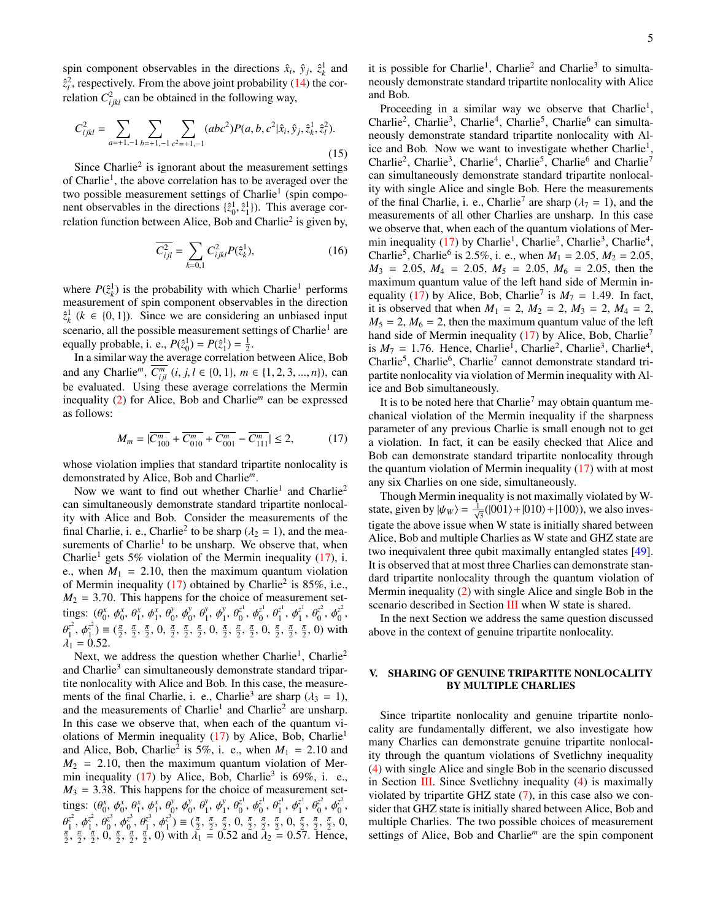spin component observables in the directions $\hat{x}_i$, $\hat{y}_j$, $\hat{z}^1_k$ and $\hat{z}^2_l$, respectively. From the above joint probability (14) the correlation $C^2_{ijkl}$ can be obtained in the following way,

$$C^2_{ijkl} = \sum_{a=+1,-1} \sum_{b=+1,-1} \sum_{c^2=+1,-1} (abc^2) P(a, b, c^2 | \hat{x}_i, \hat{y}_j, \hat{z}^1_k, \hat{z}^2_l). \tag{15}$$

Since Charlie[2] is ignorant about the measurement settings of Charlie[1], the above correlation has to be averaged over the two possible measurement settings of Charlie[1] (spin component observables in the directions $\{\hat{z}^1_0, \hat{z}^1_1\}$). This average correlation function between Alice, Bob and Charlie[2] is given by,

$$\overline{C^2_{ijl}} = \sum_{k=0,1} C^2_{ijkl} P(\hat{z}^1_k), \tag{16}$$

where $P(\hat{z}^1_k)$ is the probability with which Charlie[1] performs measurement of spin component observables in the direction $\hat{z}^1_k$ ($k \in \{0, 1\}$). Since we are considering an unbiased input scenario, all the possible measurement settings of Charlie[1] are equally probable, i. e., $P(\hat{z}^1_0) = P(\hat{z}^1_1) = \frac{1}{2}$.

In a similar way the average correlation between Alice, Bob and any Charlie$^m$, $\overline{C^m_{ijl}}$ ($i, j, l \in \{0, 1\}$, $m \in \{1, 2, 3, ..., n\}$), can be evaluated. Using these average correlations the Mermin inequality (2) for Alice, Bob and Charlie$^m$ can be expressed as follows:

$$M_m = |\overline{C^m_{100}} + \overline{C^m_{010}} + \overline{C^m_{001}} - \overline{C^m_{111}}| \leq 2, \tag{17}$$

whose violation implies that standard tripartite nonlocality is demonstrated by Alice, Bob and Charlie$^m$.

Now we want to find out whether Charlie[1] and Charlie[2] can simultaneously demonstrate standard tripartite nonlocality with Alice and Bob. Consider the measurements of the final Charlie, i. e., Charlie[2] to be sharp ($\lambda_2 = 1$), and the measurements of Charlie[1] to be unsharp. We observe that, when Charlie[1] gets 5% violation of the Mermin inequality (17), i. e., when $M_1 = 2.10$, then the maximum quantum violation of Mermin inequality (17) obtained by Charlie[2] is 85%, i.e., $M_2 = 3.70$. This happens for the choice of measurement settings: $(\theta^x_0, \phi^x_0, \theta^x_1, \phi^x_1, \theta^y_0, \phi^y_0, \theta^y_1, \phi^y_1, \theta^{z^1}_0, \phi^{z^1}_0, \theta^{z^1}_1, \phi^{z^1}_1, \theta^{z^2}_0, \phi^{z^2}_0, \theta^{z^2}_1, \phi^{z^2}_1) \equiv (\frac{\pi}{2}, \frac{\pi}{2}, \frac{\pi}{2}, 0, \frac{\pi}{2}, \frac{\pi}{2}, \frac{\pi}{2}, 0, \frac{\pi}{2}, \frac{\pi}{2}, \frac{\pi}{2}, 0, \frac{\pi}{2}, \frac{\pi}{2}, \frac{\pi}{2}, 0)$ with $\lambda_1 = 0.52$.

Next, we address the question whether Charlie[1], Charlie[2] and Charlie[3] can simultaneously demonstrate standard tripartite nonlocality with Alice and Bob. In this case, the measurements of the final Charlie, i. e., Charlie[3] are sharp ($\lambda_3 = 1$), and the measurements of Charlie[1] and Charlie[2] are unsharp. In this case we observe that, when each of the quantum violations of Mermin inequality (17) by Alice, Bob, Charlie[1] and Alice, Bob, Charlie[2] is 5%, i. e., when $M_1 = 2.10$ and $M_2 = 2.10$, then the maximum quantum violation of Mermin inequality (17) by Alice, Bob, Charlie[3] is 69%, i. e., $M_3 = 3.38$. This happens for the choice of measurement settings: $(\theta^x_0, \phi^x_0, \theta^x_1, \phi^x_1, \theta^y_0, \phi^y_0, \theta^y_1, \phi^y_1, \theta^{z^1}_0, \phi^{z^1}_0, \theta^{z^1}_1, \phi^{z^1}_1, \theta^{z^2}_0, \phi^{z^2}_0, \theta^{z^2}_1, \phi^{z^2}_1, \theta^{z^3}_0, \phi^{z^3}_0, \theta^{z^3}_1, \phi^{z^3}_1) \equiv (\frac{\pi}{2}, \frac{\pi}{2}, \frac{\pi}{2}, 0, \frac{\pi}{2}, \frac{\pi}{2}, \frac{\pi}{2}, 0, \frac{\pi}{2}, \frac{\pi}{2}, \frac{\pi}{2}, 0, \frac{\pi}{2}, \frac{\pi}{2}, \frac{\pi}{2}, 0, \frac{\pi}{2}, \frac{\pi}{2}, \frac{\pi}{2}, 0)$ with $\lambda_1 = 0.52$ and $\lambda_2 = 0.57$. Hence, it is possible for Charlie[1], Charlie[2] and Charlie[3] to simultaneously demonstrate standard tripartite nonlocality with Alice and Bob.

Proceeding in a similar way we observe that Charlie[1], Charlie[2], Charlie[3], Charlie[4], Charlie[5], Charlie[6] can simultaneously demonstrate standard tripartite nonlocality with Alice and Bob. Now we want to investigate whether Charlie[1], Charlie[2], Charlie[3], Charlie[4], Charlie[5], Charlie[6] and Charlie[7] can simultaneously demonstrate standard tripartite nonlocality with single Alice and single Bob. Here the measurements of the final Charlie, i. e., Charlie[7] are sharp ($\lambda_7 = 1$), and the measurements of all other Charlies are unsharp. In this case we observe that, when each of the quantum violations of Mermin inequality (17) by Charlie[1], Charlie[2], Charlie[3], Charlie[4], Charlie[5], Charlie[6] is 2.5%, i. e., when $M_1 = 2.05$, $M_2 = 2.05$, $M_3 = 2.05$, $M_4 = 2.05$, $M_5 = 2.05$, $M_6 = 2.05$, then the maximum quantum value of the left hand side of Mermin inequality (17) by Alice, Bob, Charlie[7] is $M_7 = 1.49$. In fact, it is observed that when $M_1 = 2$, $M_2 = 2$, $M_3 = 2$, $M_4 = 2$, $M_5 = 2$, $M_6 = 2$, then the maximum quantum value of the left hand side of Mermin inequality (17) by Alice, Bob, Charlie[7] is $M_7 = 1.76$. Hence, Charlie[1], Charlie[2], Charlie[3], Charlie[4], Charlie[5], Charlie[6], Charlie[7] cannot demonstrate standard tripartite nonlocality via violation of Mermin inequality with Alice and Bob simultaneously.

It is to be noted here that Charlie[7] may obtain quantum mechanical violation of the Mermin inequality if the sharpness parameter of any previous Charlie is small enough not to get a violation. In fact, it can be easily checked that Alice and Bob can demonstrate standard tripartite nonlocality through the quantum violation of Mermin inequality (17) with at most any six Charlies on one side, simultaneously.

Though Mermin inequality is not maximally violated by W-state, given by $|\psi_W\rangle = \frac{1}{\sqrt{3}}(|001\rangle + |010\rangle + |100\rangle)$, we also investigate the above issue when W state is initially shared between Alice, Bob and multiple Charlies as W state and GHZ state are two inequivalent three qubit maximally entangled states [49]. It is observed that at most three Charlies can demonstrate standard tripartite nonlocality through the quantum violation of Mermin inequality (2) with single Alice and single Bob in the scenario described in Section III when W state is shared.

In the next Section we address the same question discussed above in the context of genuine tripartite nonlocality.

## V. SHARING OF GENUINE TRIPARTITE NONLOCALITY BY MULTIPLE CHARLIES

Since tripartite nonlocality and genuine tripartite nonlocality are fundamentally different, we also investigate how many Charlies can demonstrate genuine tripartite nonlocality through the quantum violations of Svetlichny inequality (4) with single Alice and single Bob in the scenario discussed in Section III. Since Svetlichny inequality (4) is maximally violated by tripartite GHZ state (7), in this case also we consider that GHZ state is initially shared between Alice, Bob and multiple Charlies. The two possible choices of measurement settings of Alice, Bob and Charlie$^m$ are the spin component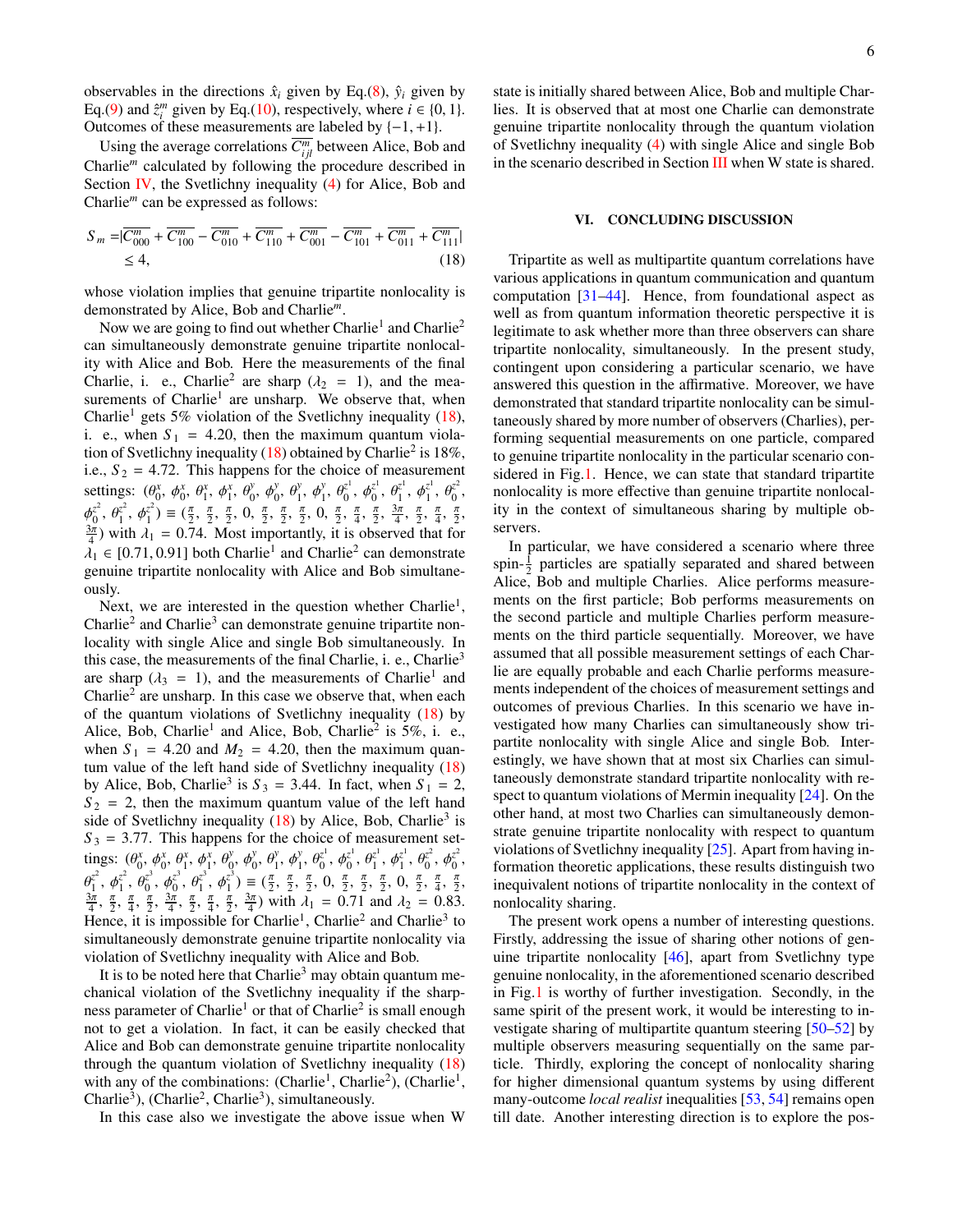observables in the directions $\hat{x}_i$ given by Eq.(8), $\hat{y}_i$ given by Eq.(9) and $\hat{z}_i^m$ given by Eq.(10), respectively, where $i \in \{0, 1\}$. Outcomes of these measurements are labeled by $\{-1, +1\}$.

Using the average correlations $\overline{C_{ijl}^m}$ between Alice, Bob and Charlie$^m$ calculated by following the procedure described in Section IV, the Svetlichny inequality (4) for Alice, Bob and Charlie$^m$ can be expressed as follows:

$$
\begin{aligned}
S_m =& |\overline{C_{000}^m} + \overline{C_{100}^m} - \overline{C_{010}^m} + \overline{C_{110}^m} + \overline{C_{001}^m} - \overline{C_{101}^m} + \overline{C_{011}^m} + \overline{C_{111}^m}| \\
& \leq 4, \qquad (18)
\end{aligned}
$$

whose violation implies that genuine tripartite nonlocality is demonstrated by Alice, Bob and Charlie$^m$.

Now we are going to find out whether Charlie$^1$ and Charlie$^2$ can simultaneously demonstrate genuine tripartite nonlocality with Alice and Bob. Here the measurements of the final Charlie, i. e., Charlie$^2$ are sharp ($\lambda_2 = 1$), and the measurements of Charlie$^1$ are unsharp. We observe that, when Charlie$^1$ gets 5% violation of the Svetlichny inequality (18), i. e., when $S_1 = 4.20$, then the maximum quantum violation of Svetlichny inequality (18) obtained by Charlie$^2$ is 18%, i.e., $S_2 = 4.72$. This happens for the choice of measurement settings: ($\theta_0^x$, $\phi_0^x$, $\theta_1^x$, $\phi_1^x$, $\theta_0^y$, $\phi_0^y$, $\theta_1^y$, $\phi_1^y$, $\theta_0^{z^1}$, $\phi_0^{z^1}$, $\theta_1^{z^1}$, $\phi_1^{z^1}$, $\theta_0^{z^2}$, $\phi_0^{z^2}$, $\theta_1^{z^2}$, $\phi_1^{z^2}$) $\equiv$ ($\frac{\pi}{2}$, $\frac{\pi}{2}$, $\frac{\pi}{2}$, 0, $\frac{\pi}{2}$, $\frac{\pi}{2}$, $\frac{\pi}{2}$, 0, $\frac{\pi}{2}$, $\frac{\pi}{4}$, $\frac{\pi}{2}$, $\frac{3\pi}{4}$, $\frac{\pi}{2}$, $\frac{\pi}{4}$, $\frac{\pi}{2}$, $\frac{3\pi}{4}$) with $\lambda_1 = 0.74$. Most importantly, it is observed that for $\lambda_1 \in [0.71, 0.91]$ both Charlie$^1$ and Charlie$^2$ can demonstrate genuine tripartite nonlocality with Alice and Bob simultaneously.

Next, we are interested in the question whether Charlie$^1$, Charlie$^2$ and Charlie$^3$ can demonstrate genuine tripartite nonlocality with single Alice and single Bob simultaneously. In this case, the measurements of the final Charlie, i. e., Charlie$^3$ are sharp ($\lambda_3 = 1$), and the measurements of Charlie$^1$ and Charlie$^2$ are unsharp. In this case we observe that, when each of the quantum violations of Svetlichny inequality (18) by Alice, Bob, Charlie$^1$ and Alice, Bob, Charlie$^2$ is 5%, i. e., when $S_1 = 4.20$ and $M_2 = 4.20$, then the maximum quantum value of the left hand side of Svetlichny inequality (18) by Alice, Bob, Charlie$^3$ is $S_3 = 3.44$. In fact, when $S_1 = 2$, $S_2 = 2$, then the maximum quantum value of the left hand side of Svetlichny inequality (18) by Alice, Bob, Charlie$^3$ is $S_3 = 3.77$. This happens for the choice of measurement settings: ($\theta_0^x$, $\phi_0^x$, $\theta_1^x$, $\phi_1^x$, $\theta_0^y$, $\phi_0^y$, $\theta_1^y$, $\phi_1^y$, $\theta_0^{z^1}$, $\phi_0^{z^1}$, $\theta_1^{z^1}$, $\phi_1^{z^1}$, $\theta_0^{z^2}$, $\phi_0^{z^2}$, $\theta_1^{z^2}$, $\phi_1^{z^2}$, $\theta_0^{z^3}$, $\phi_0^{z^3}$, $\theta_1^{z^3}$, $\phi_1^{z^3}$) $\equiv$ ($\frac{\pi}{2}$, $\frac{\pi}{2}$, $\frac{\pi}{2}$, 0, $\frac{\pi}{2}$, $\frac{\pi}{2}$, $\frac{\pi}{2}$, 0, $\frac{\pi}{2}$, $\frac{\pi}{4}$, $\frac{\pi}{2}$, $\frac{3\pi}{4}$, $\frac{\pi}{2}$, $\frac{\pi}{4}$, $\frac{\pi}{2}$, $\frac{3\pi}{4}$, $\frac{\pi}{2}$, $\frac{\pi}{4}$, $\frac{\pi}{2}$, $\frac{3\pi}{4}$) with $\lambda_1 = 0.71$ and $\lambda_2 = 0.83$. Hence, it is impossible for Charlie$^1$, Charlie$^2$ and Charlie$^3$ to simultaneously demonstrate genuine tripartite nonlocality via violation of Svetlichny inequality with Alice and Bob.

It is to be noted here that Charlie$^3$ may obtain quantum mechanical violation of the Svetlichny inequality if the sharpness parameter of Charlie$^1$ or that of Charlie$^2$ is small enough not to get a violation. In fact, it can be easily checked that Alice and Bob can demonstrate genuine tripartite nonlocality through the quantum violation of Svetlichny inequality (18) with any of the combinations: (Charlie$^1$, Charlie$^2$), (Charlie$^1$, Charlie$^3$), (Charlie$^2$, Charlie$^3$), simultaneously.

In this case also we investigate the above issue when W state is initially shared between Alice, Bob and multiple Charlies. It is observed that at most one Charlie can demonstrate genuine tripartite nonlocality through the quantum violation of Svetlichny inequality (4) with single Alice and single Bob in the scenario described in Section III when W state is shared.

## VI. CONCLUDING DISCUSSION

Tripartite as well as multipartite quantum correlations have various applications in quantum communication and quantum computation [31–44]. Hence, from foundational aspect as well as from quantum information theoretic perspective it is legitimate to ask whether more than three observers can share tripartite nonlocality, simultaneously. In the present study, contingent upon considering a particular scenario, we have answered this question in the affirmative. Moreover, we have demonstrated that standard tripartite nonlocality can be simultaneously shared by more number of observers (Charlies), performing sequential measurements on one particle, compared to genuine tripartite nonlocality in the particular scenario considered in Fig.1. Hence, we can state that standard tripartite nonlocality is more effective than genuine tripartite nonlocality in the context of simultaneous sharing by multiple observers.

In particular, we have considered a scenario where three spin-$\frac{1}{2}$ particles are spatially separated and shared between Alice, Bob and multiple Charlies. Alice performs measurements on the first particle; Bob performs measurements on the second particle and multiple Charlies perform measurements on the third particle sequentially. Moreover, we have assumed that all possible measurement settings of each Charlie are equally probable and each Charlie performs measurements independent of the choices of measurement settings and outcomes of previous Charlies. In this scenario we have investigated how many Charlies can simultaneously show tripartite nonlocality with single Alice and single Bob. Interestingly, we have shown that at most six Charlies can simultaneously demonstrate standard tripartite nonlocality with respect to quantum violations of Mermin inequality [24]. On the other hand, at most two Charlies can simultaneously demonstrate genuine tripartite nonlocality with respect to quantum violations of Svetlichny inequality [25]. Apart from having information theoretic applications, these results distinguish two inequivalent notions of tripartite nonlocality in the context of nonlocality sharing.

The present work opens a number of interesting questions. Firstly, addressing the issue of sharing other notions of genuine tripartite nonlocality [46], apart from Svetlichny type genuine nonlocality, in the aforementioned scenario described in Fig.1 is worthy of further investigation. Secondly, in the same spirit of the present work, it would be interesting to investigate sharing of multipartite quantum steering [50–52] by multiple observers measuring sequentially on the same particle. Thirdly, exploring the concept of nonlocality sharing for higher dimensional quantum systems by using different many-outcome *local realist* inequalities [53, 54] remains open till date. Another interesting direction is to explore the pos-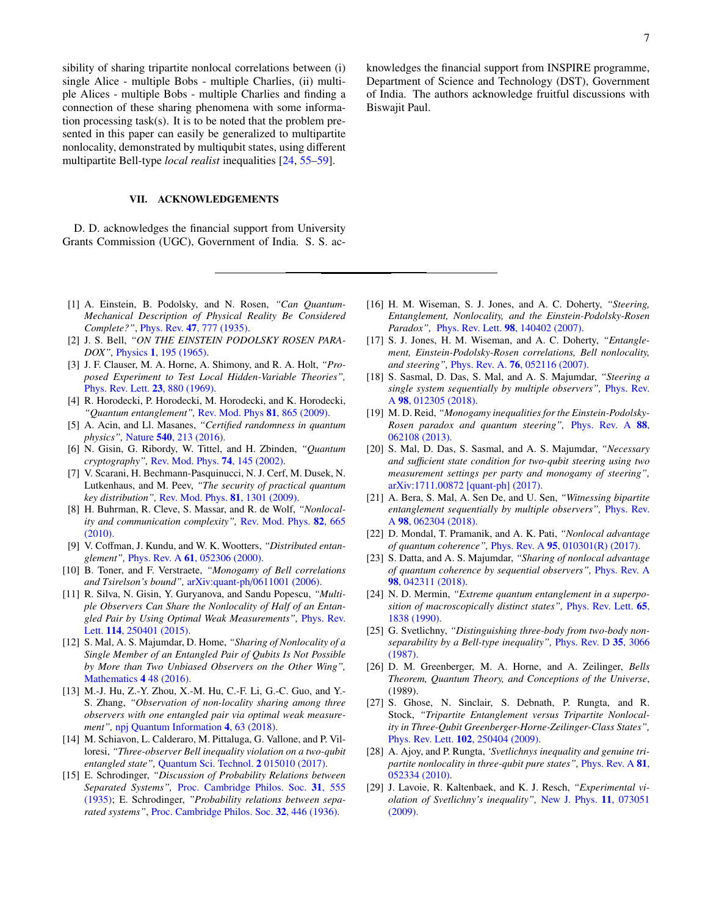sibility of sharing tripartite nonlocal correlations between (i) single Alice - multiple Bobs - multiple Charlies, (ii) multiple Alices - multiple Bobs - multiple Charlies and finding a connection of these sharing phenomena with some information processing task(s). It is to be noted that the problem presented in this paper can easily be generalized to multipartite nonlocality, demonstrated by multiqubit states, using different multipartite Bell-type *local realist* inequalities [24, 55–59].

## VII. ACKNOWLEDGEMENTS

D. D. acknowledges the financial support from University Grants Commission (UGC), Government of India. S. S. acknowledges the financial support from INSPIRE programme, Department of Science and Technology (DST), Government of India. The authors acknowledge fruitful discussions with Biswajit Paul.

---

[1] A. Einstein, B. Podolsky, and N. Rosen, *"Can Quantum-Mechanical Description of Physical Reality Be Considered Complete?"*, Phys. Rev. **47**, 777 (1935).

[2] J. S. Bell, *"ON THE EINSTEIN PODOLSKY ROSEN PARADOX"*, Physics **1**, 195 (1965).

[3] J. F. Clauser, M. A. Horne, A. Shimony, and R. A. Holt, *"Proposed Experiment to Test Local Hidden-Variable Theories"*, Phys. Rev. Lett. **23**, 880 (1969).

[4] R. Horodecki, P. Horodecki, M. Horodecki, and K. Horodecki, *"Quantum entanglement"*, Rev. Mod. Phys **81**, 865 (2009).

[5] A. Acin, and Ll. Masanes, *"Certified randomness in quantum physics"*, Nature **540**, 213 (2016).

[6] N. Gisin, G. Ribordy, W. Tittel, and H. Zbinden, *"Quantum cryptography"*, Rev. Mod. Phys. **74**, 145 (2002).

[7] V. Scarani, H. Bechmann-Pasquinucci, N. J. Cerf, M. Dusek, N. Lutkenhaus, and M. Peev, *"The security of practical quantum key distribution"*, Rev. Mod. Phys. **81**, 1301 (2009).

[8] H. Buhrman, R. Cleve, S. Massar, and R. de Wolf, *"Nonlocality and communication complexity"*, Rev. Mod. Phys. **82**, 665 (2010).

[9] V. Coffman, J. Kundu, and W. K. Wootters, *"Distributed entanglement"*, Phys. Rev. A **61**, 052306 (2000).

[10] B. Toner, and F. Verstraete, *"Monogamy of Bell correlations and Tsirelson's bound"*, arXiv:quant-ph/0611001 (2006).

[11] R. Silva, N. Gisin, Y. Guryanova, and Sandu Popescu, *"Multiple Observers Can Share the Nonlocality of Half of an Entangled Pair by Using Optimal Weak Measurements"*, Phys. Rev. Lett. **114**, 250401 (2015).

[12] S. Mal, A. S. Majumdar, D. Home, *"Sharing of Nonlocality of a Single Member of an Entangled Pair of Qubits Is Not Possible by More than Two Unbiased Observers on the Other Wing"*, Mathematics **4** 48 (2016).

[13] M.-J. Hu, Z.-Y. Zhou, X.-M. Hu, C.-F. Li, G.-C. Guo, and Y.-S. Zhang, *"Observation of non-locality sharing among three observers with one entangled pair via optimal weak measurement"*, npj Quantum Information **4**, 63 (2018).

[14] M. Schiavon, L. Calderaro, M. Pittaluga, G. Vallone, and P. Villoresi, *"Three-observer Bell inequality violation on a two-qubit entangled state"*, Quantum Sci. Technol. **2** 015010 (2017).

[15] E. Schrodinger, *"Discussion of Probability Relations between Separated Systems"*, Proc. Cambridge Philos. Soc. **31**, 555 (1935); E. Schrodinger, *"Probability relations between separated systems"*, Proc. Cambridge Philos. Soc. **32**, 446 (1936).

[16] H. M. Wiseman, S. J. Jones, and A. C. Doherty, *"Steering, Entanglement, Nonlocality, and the Einstein-Podolsky-Rosen Paradox"*, Phys. Rev. Lett. **98**, 140402 (2007).

[17] S. J. Jones, H. M. Wiseman, and A. C. Doherty, *"Entanglement, Einstein-Podolsky-Rosen correlations, Bell nonlocality, and steering"*, Phys. Rev. A. **76**, 052116 (2007).

[18] S. Sasmal, D. Das, S. Mal, and A. S. Majumdar, *"Steering a single system sequentially by multiple observers"*, Phys. Rev. A **98**, 012305 (2018).

[19] M. D. Reid, *"Monogamy inequalities for the Einstein-Podolsky-Rosen paradox and quantum steering"*, Phys. Rev. A **88**, 062108 (2013).

[20] S. Mal, D. Das, S. Sasmal, and A. S. Majumdar, *"Necessary and sufficient state condition for two-qubit steering using two measurement settings per party and monogamy of steering"*, arXiv:1711.00872 [quant-ph] (2017).

[21] A. Bera, S. Mal, A. Sen De, and U. Sen, *"Witnessing bipartite entanglement sequentially by multiple observers"*, Phys. Rev. A **98**, 062304 (2018).

[22] D. Mondal, T. Pramanik, and A. K. Pati, *"Nonlocal advantage of quantum coherence"*, Phys. Rev. A **95**, 010301(R) (2017).

[23] S. Datta, and A. S. Majumdar, *"Sharing of nonlocal advantage of quantum coherence by sequential observers"*, Phys. Rev. A **98**, 042311 (2018).

[24] N. D. Mermin, *"Extreme quantum entanglement in a superposition of macroscopically distinct states"*, Phys. Rev. Lett. **65**, 1838 (1990).

[25] G. Svetlichny, *"Distinguishing three-body from two-body nonseparability by a Bell-type inequality"*, Phys. Rev. D **35**, 3066 (1987).

[26] D. M. Greenberger, M. A. Horne, and A. Zeilinger, *Bells Theorem, Quantum Theory, and Conceptions of the Universe*, (1989).

[27] S. Ghose, N. Sinclair, S. Debnath, P. Rungta, and R. Stock, *"Tripartite Entanglement versus Tripartite Nonlocality in Three-Qubit Greenberger-Horne-Zeilinger-Class States"*, Phys. Rev. Lett. **102**, 250404 (2009).

[28] A. Ajoy, and P. Rungta, *'Svetlichnys inequality and genuine tripartite nonlocality in three-qubit pure states"*, Phys. Rev. A **81**, 052334 (2010).

[29] J. Lavoie, R. Kaltenbaek, and K. J. Resch, *"Experimental violation of Svetlichny's inequality"*, New J. Phys. **11**, 073051 (2009).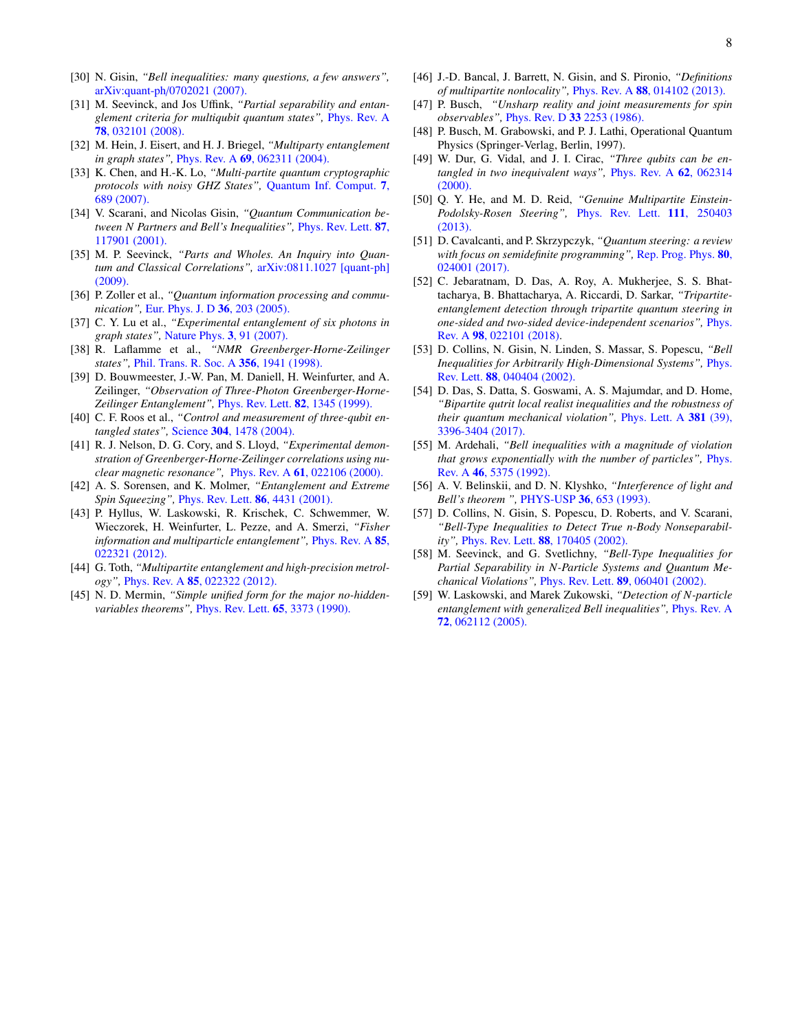[30] N. Gisin, *"Bell inequalities: many questions, a few answers"*, arXiv:quant-ph/0702021 (2007).

[31] M. Seevinck, and Jos Uffink, *"Partial separability and entanglement criteria for multiqubit quantum states"*, Phys. Rev. A **78**, 032101 (2008).

[32] M. Hein, J. Eisert, and H. J. Briegel, *"Multiparty entanglement in graph states"*, Phys. Rev. A **69**, 062311 (2004).

[33] K. Chen, and H.-K. Lo, *"Multi-partite quantum cryptographic protocols with noisy GHZ States"*, Quantum Inf. Comput. **7**, 689 (2007).

[34] V. Scarani, and Nicolas Gisin, *"Quantum Communication between N Partners and Bell's Inequalities"*, Phys. Rev. Lett. **87**, 117901 (2001).

[35] M. P. Seevinck, *"Parts and Wholes. An Inquiry into Quantum and Classical Correlations"*, arXiv:0811.1027 [quant-ph] (2009).

[36] P. Zoller et al., *"Quantum information processing and communication"*, Eur. Phys. J. D **36**, 203 (2005).

[37] C. Y. Lu et al., *"Experimental entanglement of six photons in graph states"*, Nature Phys. **3**, 91 (2007).

[38] R. Laflamme et al., *"NMR Greenberger-Horne-Zeilinger states"*, Phil. Trans. R. Soc. A **356**, 1941 (1998).

[39] D. Bouwmeester, J.-W. Pan, M. Daniell, H. Weinfurter, and A. Zeilinger, *"Observation of Three-Photon Greenberger-Horne-Zeilinger Entanglement"*, Phys. Rev. Lett. **82**, 1345 (1999).

[40] C. F. Roos et al., *"Control and measurement of three-qubit entangled states"*, Science **304**, 1478 (2004).

[41] R. J. Nelson, D. G. Cory, and S. Lloyd, *"Experimental demonstration of Greenberger-Horne-Zeilinger correlations using nuclear magnetic resonance"*, Phys. Rev. A **61**, 022106 (2000).

[42] A. S. Sorensen, and K. Molmer, *"Entanglement and Extreme Spin Squeezing"*, Phys. Rev. Lett. **86**, 4431 (2001).

[43] P. Hyllus, W. Laskowski, R. Krischek, C. Schwemmer, W. Wieczorek, H. Weinfurter, L. Pezze, and A. Smerzi, *"Fisher information and multiparticle entanglement"*, Phys. Rev. A **85**, 022321 (2012).

[44] G. Toth, *"Multipartite entanglement and high-precision metrology"*, Phys. Rev. A **85**, 022322 (2012).

[45] N. D. Mermin, *"Simple unified form for the major no-hidden-variables theorems"*, Phys. Rev. Lett. **65**, 3373 (1990).

[46] J.-D. Bancal, J. Barrett, N. Gisin, and S. Pironio, *"Definitions of multipartite nonlocality"*, Phys. Rev. A **88**, 014102 (2013).

[47] P. Busch, *"Unsharp reality and joint measurements for spin observables"*, Phys. Rev. D **33** 2253 (1986).

[48] P. Busch, M. Grabowski, and P. J. Lathi, Operational Quantum Physics (Springer-Verlag, Berlin, 1997).

[49] W. Dur, G. Vidal, and J. I. Cirac, *"Three qubits can be entangled in two inequivalent ways"*, Phys. Rev. A **62**, 062314 (2000).

[50] Q. Y. He, and M. D. Reid, *"Genuine Multipartite Einstein-Podolsky-Rosen Steering"*, Phys. Rev. Lett. **111**, 250403 (2013).

[51] D. Cavalcanti, and P. Skrzypczyk, *"Quantum steering: a review with focus on semidefinite programming"*, Rep. Prog. Phys. **80**, 024001 (2017).

[52] C. Jebaratnam, D. Das, A. Roy, A. Mukherjee, S. S. Bhattacharya, B. Bhattacharya, A. Riccardi, D. Sarkar, *"Tripartite-entanglement detection through tripartite quantum steering in one-sided and two-sided device-independent scenarios"*, Phys. Rev. A **98**, 022101 (2018).

[53] D. Collins, N. Gisin, N. Linden, S. Massar, S. Popescu, *"Bell Inequalities for Arbitrarily High-Dimensional Systems"*, Phys. Rev. Lett. **88**, 040404 (2002).

[54] D. Das, S. Datta, S. Goswami, A. S. Majumdar, and D. Home, *"Bipartite qutrit local realist inequalities and the robustness of their quantum mechanical violation"*, Phys. Lett. A **381** (39), 3396-3404 (2017).

[55] M. Ardehali, *"Bell inequalities with a magnitude of violation that grows exponentially with the number of particles"*, Phys. Rev. A **46**, 5375 (1992).

[56] A. V. Belinskii, and D. N. Klyshko, *"Interference of light and Bell's theorem "*, PHYS-USP **36**, 653 (1993).

[57] D. Collins, N. Gisin, S. Popescu, D. Roberts, and V. Scarani, *"Bell-Type Inequalities to Detect True n-Body Nonseparability"*, Phys. Rev. Lett. **88**, 170405 (2002).

[58] M. Seevinck, and G. Svetlichny, *"Bell-Type Inequalities for Partial Separability in N-Particle Systems and Quantum Mechanical Violations"*, Phys. Rev. Lett. **89**, 060401 (2002).

[59] W. Laskowski, and Marek Zukowski, *"Detection of N-particle entanglement with generalized Bell inequalities"*, Phys. Rev. A **72**, 062112 (2005).